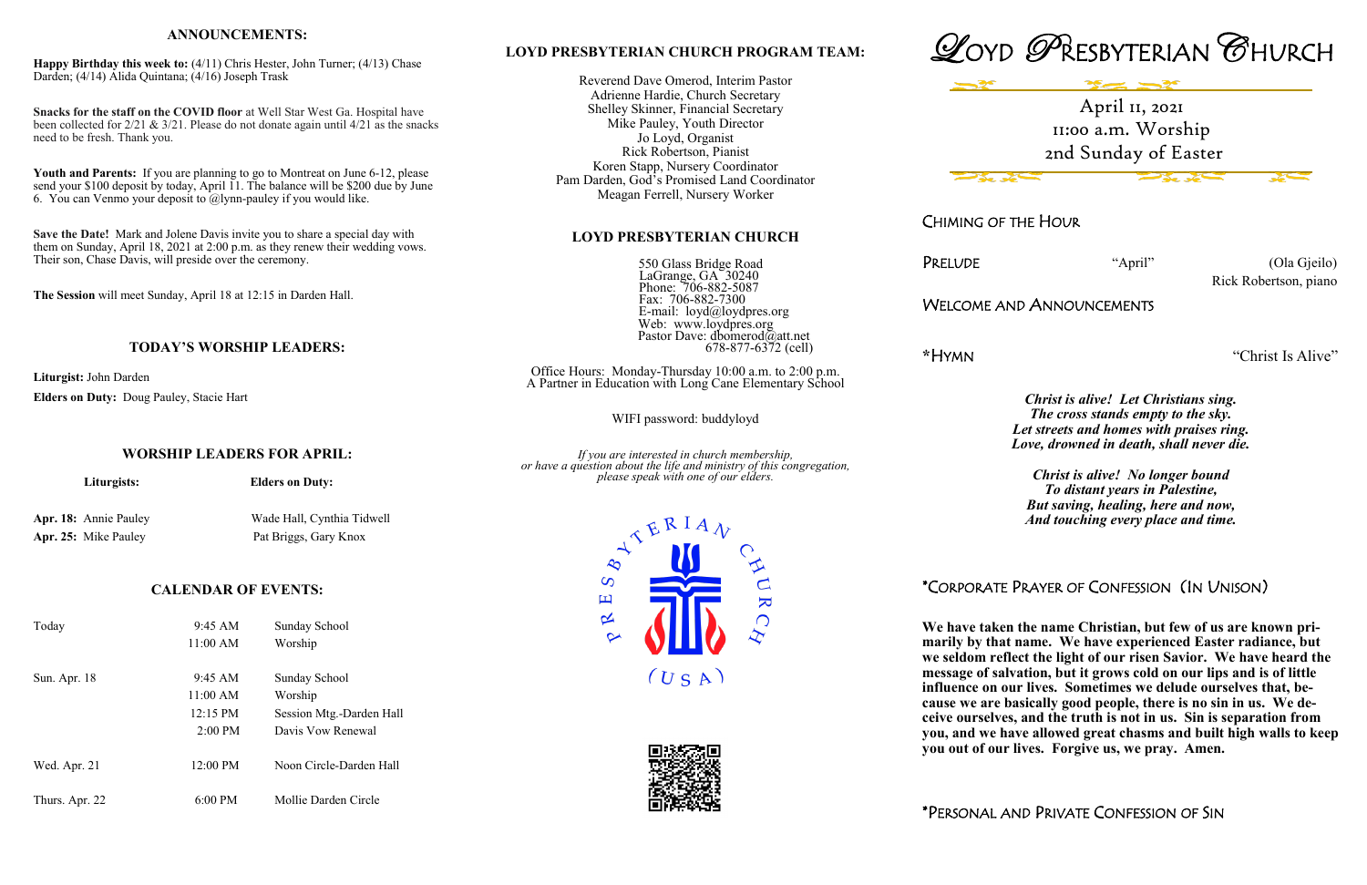## ANNOUNCEMENTS:

**Happy Birthday this week to:** (4/11) Chris Hester, John Turner; (4/13) Chase Darden; (4/14) Alida Quintana; (4/16) Joseph Trask

**Snacks for the staff on the COVID floor** at Well Star West Ga. Hospital have been collected for 2/21 & 3/21. Please do not donate again until 4/21 as the snacks need to be fresh. Thank you.

**Youth and Parents:** If you are planning to go to Montreat on June 6-12, please send your $100 deposit by today, April 11. The balance will be $200 due by June 6. You can Venmo your deposit to @lynn-pauley if you would like.

**Save the Date!** Mark and Jolene Davis invite you to share a special day with them on Sunday, April 18, 2021 at 2:00 p.m. as they renew their wedding vows. Their son, Chase Davis, will preside over the ceremony.

**The Session** will meet Sunday, April 18 at 12:15 in Darden Hall.

## TODAY'S WORSHIP LEADERS:

**Liturgist:** John Darden

**Elders on Duty:** Doug Pauley, Stacie Hart

## WORSHIP LEADERS FOR APRIL:

| Liturgists: | Elders on Duty: |
|---|---|
| **Apr. 18:** Annie Pauley | Wade Hall, Cynthia Tidwell |
| **Apr. 25:** Mike Pauley | Pat Briggs, Gary Knox |

## CALENDAR OF EVENTS:

| | | |
|---|---|---|
| Today | 9:45 AM | Sunday School |
| | 11:00 AM | Worship |
| Sun. Apr. 18 | 9:45 AM | Sunday School |
| | 11:00 AM | Worship |
| | 12:15 PM | Session Mtg.-Darden Hall |
| | 2:00 PM | Davis Vow Renewal |
| Wed. Apr. 21 | 12:00 PM | Noon Circle-Darden Hall |
| Thurs. Apr. 22 | 6:00 PM | Mollie Darden Circle |

## LOYD PRESBYTERIAN CHURCH PROGRAM TEAM:

Reverend Dave Omerod, Interim Pastor
Adrienne Hardie, Church Secretary
Shelley Skinner, Financial Secretary
Mike Pauley, Youth Director
Jo Loyd, Organist
Rick Robertson, Pianist
Koren Stapp, Nursery Coordinator
Pam Darden, God's Promised Land Coordinator
Meagan Ferrell, Nursery Worker

## LOYD PRESBYTERIAN CHURCH

550 Glass Bridge Road
LaGrange, GA 30240
Phone: 706-882-5087
Fax: 706-882-7300
E-mail: loyd@loydpres.org
Web: www.loydpres.org
Pastor Dave: dbomerod@att.net
678-877-6372 (cell)

Office Hours: Monday-Thursday 10:00 a.m. to 2:00 p.m.
A Partner in Education with Long Cane Elementary School

WIFI password: buddyloyd

*If you are interested in church membership, or have a question about the life and ministry of this congregation, please speak with one of our elders.*

PRESBYTERIAN CHURCH (USA)

# LOYD PRESBYTERIAN CHURCH

April 11, 2021
11:00 a.m. Worship
2nd Sunday of Easter

CHIMING OF THE HOUR

PRELUDE "April" (Ola Gjeilo)
Rick Robertson, piano

WELCOME AND ANNOUNCEMENTS

*HYMN "Christ Is Alive"

***Christ is alive! Let Christians sing.***
***The cross stands empty to the sky.***
***Let streets and homes with praises ring.***
***Love, drowned in death, shall never die.***

***Christ is alive! No longer bound***
***To distant years in Palestine,***
***But saving, healing, here and now,***
***And touching every place and time.***

*CORPORATE PRAYER OF CONFESSION (IN UNISON)

**We have taken the name Christian, but few of us are known primarily by that name. We have experienced Easter radiance, but we seldom reflect the light of our risen Savior. We have heard the message of salvation, but it grows cold on our lips and is of little influence on our lives. Sometimes we delude ourselves that, because we are basically good people, there is no sin in us. We deceive ourselves, and the truth is not in us. Sin is separation from you, and we have allowed great chasms and built high walls to keep you out of our lives. Forgive us, we pray. Amen.**

*PERSONAL AND PRIVATE CONFESSION OF SIN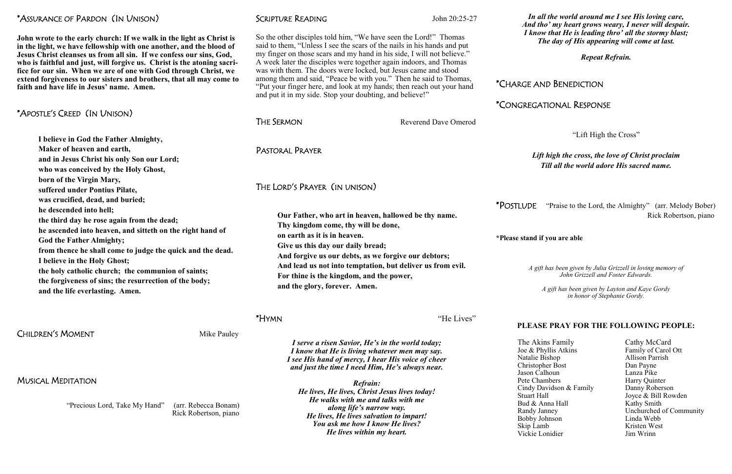## *ASSURANCE OF PARDON (IN UNISON)

**John wrote to the early church: If we walk in the light as Christ is in the light, we have fellowship with one another, and the blood of Jesus Christ cleanses us from all sin. If we confess our sins, God, who is faithful and just, will forgive us. Christ is the atoning sacrifice for our sin. When we are of one with God through Christ, we extend forgiveness to our sisters and brothers, that all may come to faith and have life in Jesus' name. Amen.**

## *APOSTLE'S CREED (IN UNISON)

**I believe in God the Father Almighty,**
**Maker of heaven and earth,**
**and in Jesus Christ his only Son our Lord;**
**who was conceived by the Holy Ghost,**
**born of the Virgin Mary,**
**suffered under Pontius Pilate,**
**was crucified, dead, and buried;**
**he descended into hell;**
**the third day he rose again from the dead;**
**he ascended into heaven, and sitteth on the right hand of God the Father Almighty;**
**from thence he shall come to judge the quick and the dead.**
**I believe in the Holy Ghost;**
**the holy catholic church; the communion of saints;**
**the forgiveness of sins; the resurrection of the body;**
**and the life everlasting. Amen.**

## CHILDREN'S MOMENT — Mike Pauley

## MUSICAL MEDITATION

"Precious Lord, Take My Hand" (arr. Rebecca Bonam)
Rick Robertson, piano

## SCRIPTURE READING — John 20:25-27

So the other disciples told him, "We have seen the Lord!" Thomas said to them, "Unless I see the scars of the nails in his hands and put my finger on those scars and my hand in his side, I will not believe." A week later the disciples were together again indoors, and Thomas was with them. The doors were locked, but Jesus came and stood among them and said, "Peace be with you." Then he said to Thomas, "Put your finger here, and look at my hands; then reach out your hand and put it in my side. Stop your doubting, and believe!"

## THE SERMON — Reverend Dave Omerod

## PASTORAL PRAYER

## THE LORD'S PRAYER (IN UNISON)

**Our Father, who art in heaven, hallowed be thy name.**
**Thy kingdom come, thy will be done,**
**on earth as it is in heaven.**
**Give us this day our daily bread;**
**And forgive us our debts, as we forgive our debtors;**
**And lead us not into temptation, but deliver us from evil.**
**For thine is the kingdom, and the power,**
**and the glory, forever. Amen.**

## *HYMN — "He Lives"

***I serve a risen Savior, He's in the world today;***
***I know that He is living whatever men may say.***
***I see His hand of mercy, I hear His voice of cheer***
***and just the time I need Him, He's always near.***

***Refrain:***
***He lives, He lives, Christ Jesus lives today!***
***He walks with me and talks with me***
***along life's narrow way.***
***He lives, He lives salvation to impart!***
***You ask me how I know He lives?***
***He lives within my heart.***

***In all the world around me I see His loving care,***
***And tho' my heart grows weary, I never will despair.***
***I know that He is leading thro' all the stormy blast;***
***The day of His appearing will come at last.***

***Repeat Refrain.***

## *CHARGE AND BENEDICTION

## *CONGREGATIONAL RESPONSE

"Lift High the Cross"

***Lift high the cross, the love of Christ proclaim***
***Till all the world adore His sacred name.***

## *POSTLUDE

"Praise to the Lord, the Almighty" (arr. Melody Bober)
Rick Robertson, piano

**\*Please stand if you are able**

*A gift has been given by Julia Grizzell in loving memory of John Grizzell and Foster Edwards.*

*A gift has been given by Layton and Kaye Gordy in honor of Stephanie Gordy.*

### PLEASE PRAY FOR THE FOLLOWING PEOPLE:

The Akins Family
Joe & Phyllis Atkins
Natalie Bishop
Christopher Bost
Jason Calhoun
Pete Chambers
Cindy Davidson & Family
Stuart Hall
Bud & Anna Hall
Randy Janney
Bobby Johnson
Skip Lamb
Vickie Lonidier
Cathy McCard
Family of Carol Ott
Allison Parrish
Dan Payne
Lanza Pike
Harry Quinter
Danny Roberson
Joyce & Bill Rowden
Kathy Smith
Unchurched of Community
Linda Webb
Kristen West
Jim Wrinn